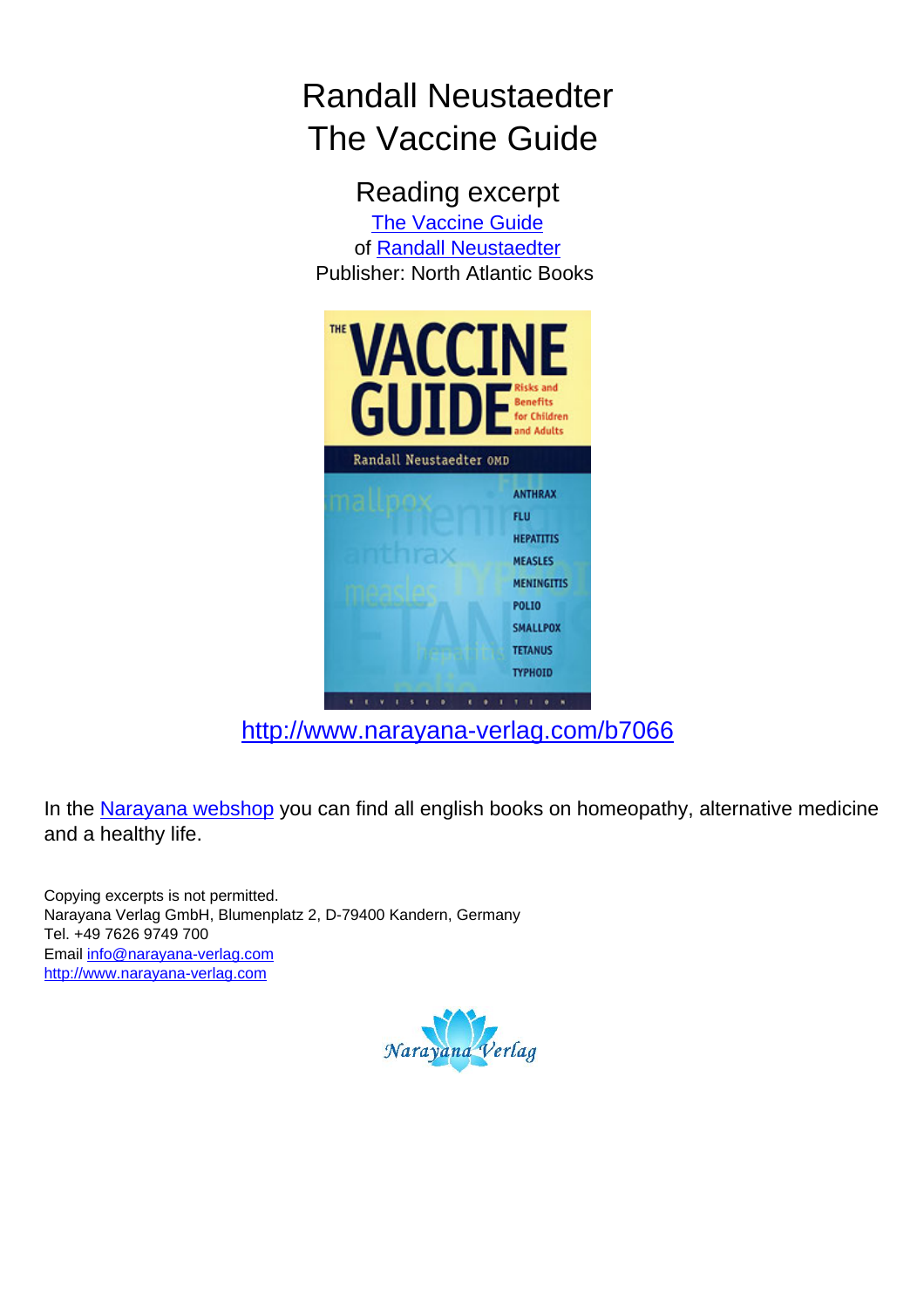# Randall Neustaedter
# The Vaccine Guide

## Reading excerpt

The Vaccine Guide
of Randall Neustaedter
Publisher: North Atlantic Books

http://www.narayana-verlag.com/b7066

In the Narayana webshop you can find all english books on homeopathy, alternative medicine and a healthy life.

Copying excerpts is not permitted.
Narayana Verlag GmbH, Blumenplatz 2, D-79400 Kandern, Germany
Tel. +49 7626 9749 700
Email info@narayana-verlag.com
http://www.narayana-verlag.com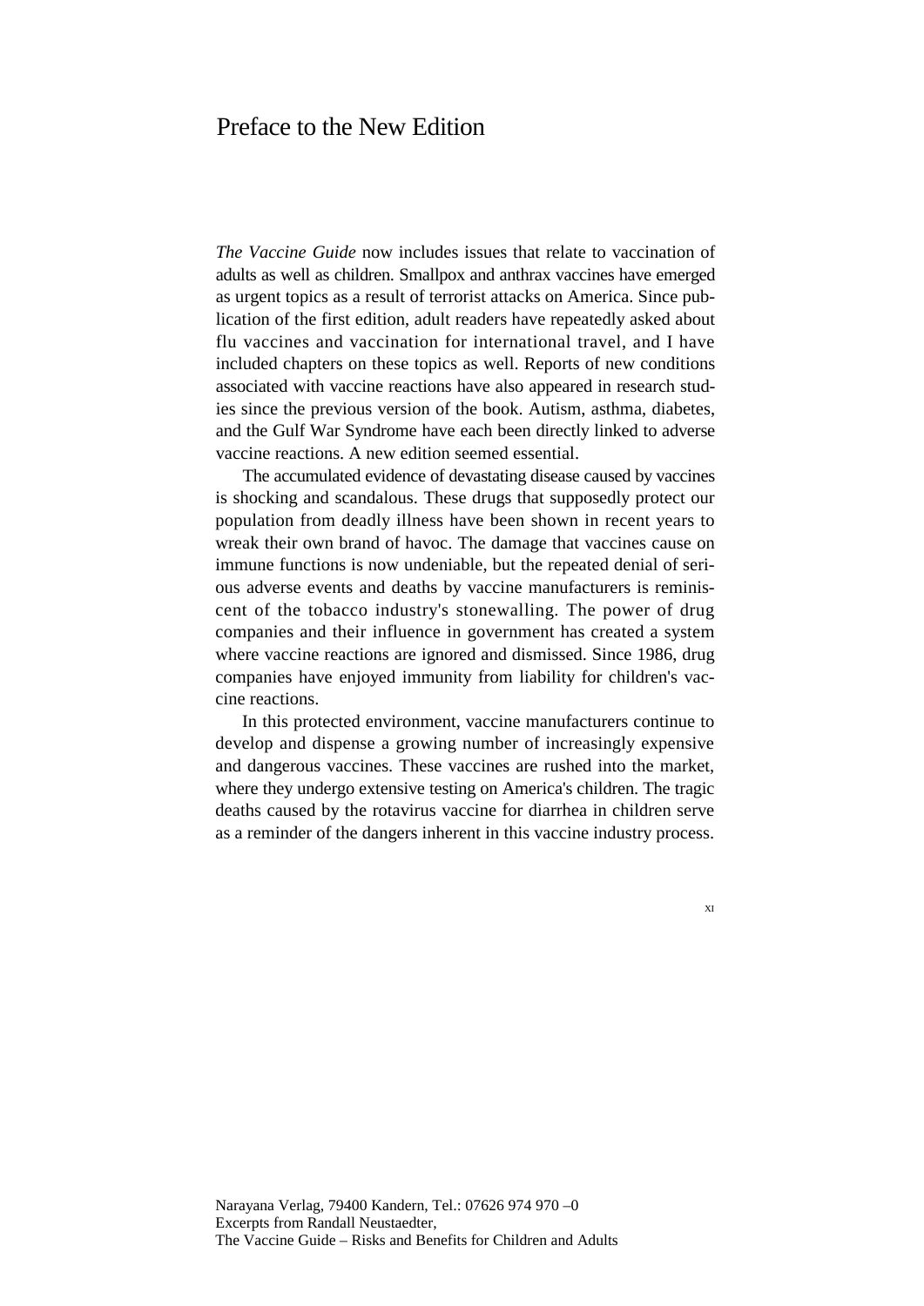# Preface to the New Edition

*The Vaccine Guide* now includes issues that relate to vaccination of adults as well as children. Smallpox and anthrax vaccines have emerged as urgent topics as a result of terrorist attacks on America. Since publication of the first edition, adult readers have repeatedly asked about flu vaccines and vaccination for international travel, and I have included chapters on these topics as well. Reports of new conditions associated with vaccine reactions have also appeared in research studies since the previous version of the book. Autism, asthma, diabetes, and the Gulf War Syndrome have each been directly linked to adverse vaccine reactions. A new edition seemed essential.

The accumulated evidence of devastating disease caused by vaccines is shocking and scandalous. These drugs that supposedly protect our population from deadly illness have been shown in recent years to wreak their own brand of havoc. The damage that vaccines cause on immune functions is now undeniable, but the repeated denial of serious adverse events and deaths by vaccine manufacturers is reminiscent of the tobacco industry's stonewalling. The power of drug companies and their influence in government has created a system where vaccine reactions are ignored and dismissed. Since 1986, drug companies have enjoyed immunity from liability for children's vaccine reactions.

In this protected environment, vaccine manufacturers continue to develop and dispense a growing number of increasingly expensive and dangerous vaccines. These vaccines are rushed into the market, where they undergo extensive testing on America's children. The tragic deaths caused by the rotavirus vaccine for diarrhea in children serve as a reminder of the dangers inherent in this vaccine industry process.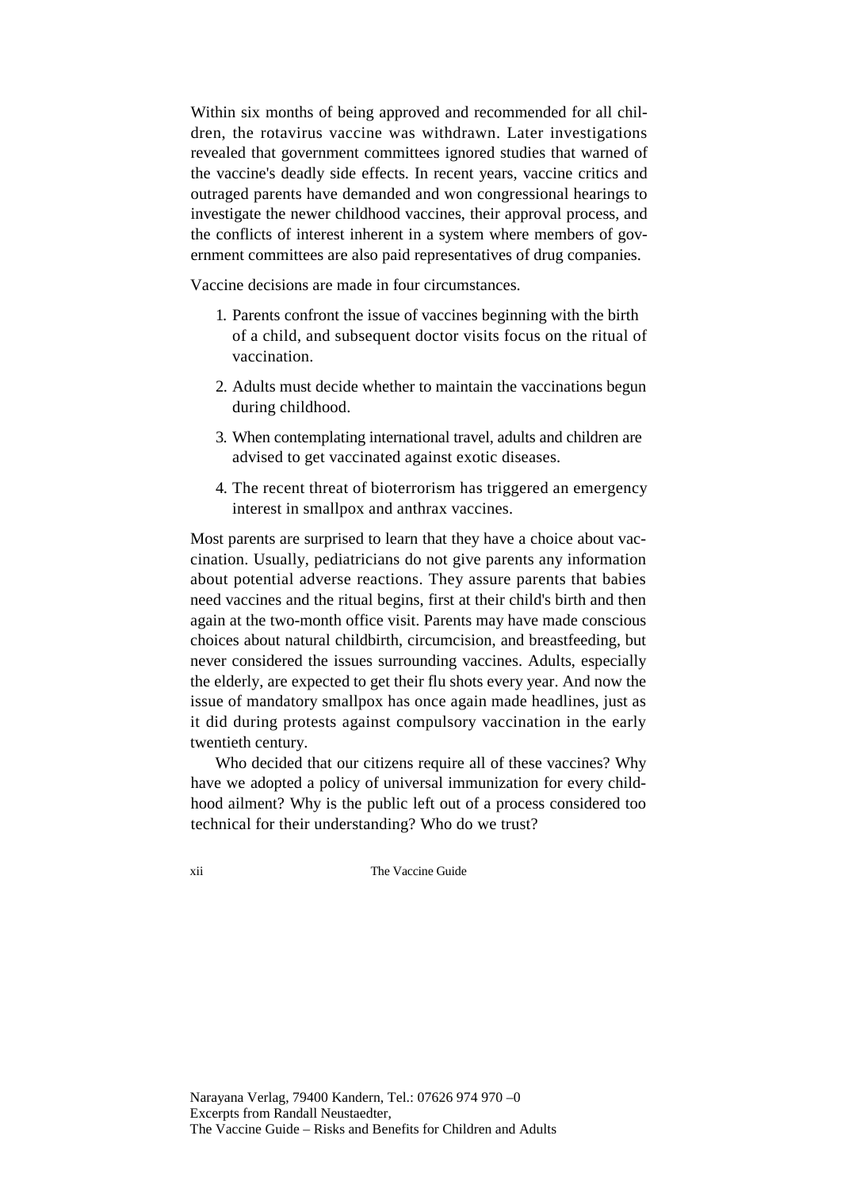Within six months of being approved and recommended for all children, the rotavirus vaccine was withdrawn. Later investigations revealed that government committees ignored studies that warned of the vaccine's deadly side effects. In recent years, vaccine critics and outraged parents have demanded and won congressional hearings to investigate the newer childhood vaccines, their approval process, and the conflicts of interest inherent in a system where members of government committees are also paid representatives of drug companies.

Vaccine decisions are made in four circumstances.

1. Parents confront the issue of vaccines beginning with the birth of a child, and subsequent doctor visits focus on the ritual of vaccination.
2. Adults must decide whether to maintain the vaccinations begun during childhood.
3. When contemplating international travel, adults and children are advised to get vaccinated against exotic diseases.
4. The recent threat of bioterrorism has triggered an emergency interest in smallpox and anthrax vaccines.

Most parents are surprised to learn that they have a choice about vaccination. Usually, pediatricians do not give parents any information about potential adverse reactions. They assure parents that babies need vaccines and the ritual begins, first at their child's birth and then again at the two-month office visit. Parents may have made conscious choices about natural childbirth, circumcision, and breastfeeding, but never considered the issues surrounding vaccines. Adults, especially the elderly, are expected to get their flu shots every year. And now the issue of mandatory smallpox has once again made headlines, just as it did during protests against compulsory vaccination in the early twentieth century.

Who decided that our citizens require all of these vaccines? Why have we adopted a policy of universal immunization for every childhood ailment? Why is the public left out of a process considered too technical for their understanding? Who do we trust?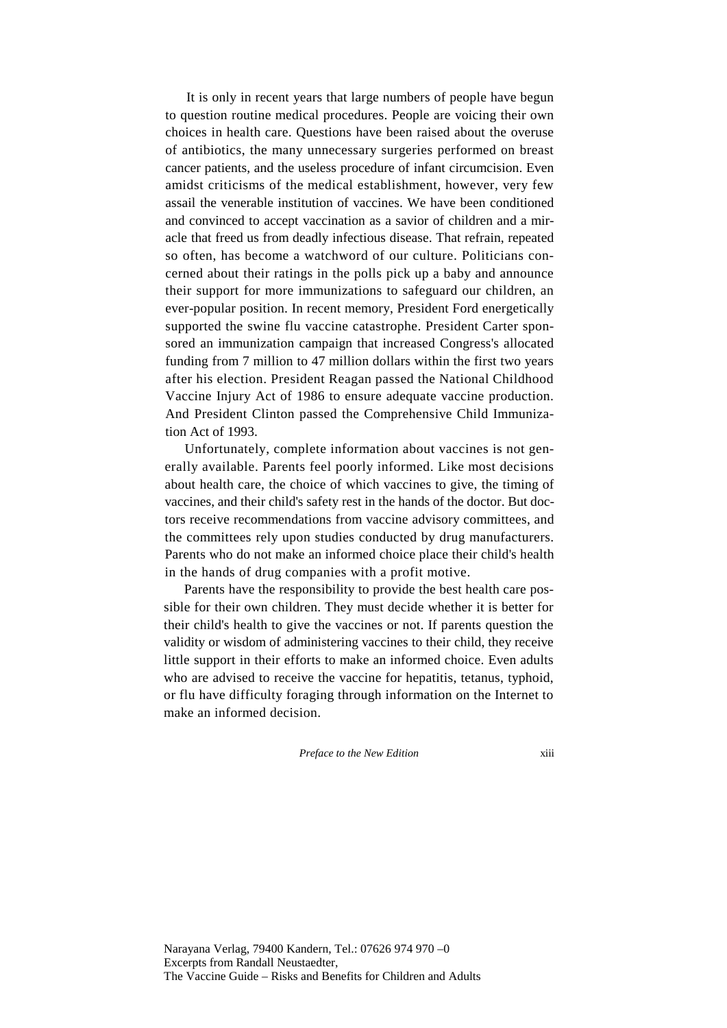It is only in recent years that large numbers of people have begun to question routine medical procedures. People are voicing their own choices in health care. Questions have been raised about the overuse of antibiotics, the many unnecessary surgeries performed on breast cancer patients, and the useless procedure of infant circumcision. Even amidst criticisms of the medical establishment, however, very few assail the venerable institution of vaccines. We have been conditioned and convinced to accept vaccination as a savior of children and a miracle that freed us from deadly infectious disease. That refrain, repeated so often, has become a watchword of our culture. Politicians concerned about their ratings in the polls pick up a baby and announce their support for more immunizations to safeguard our children, an ever-popular position. In recent memory, President Ford energetically supported the swine flu vaccine catastrophe. President Carter sponsored an immunization campaign that increased Congress's allocated funding from 7 million to 47 million dollars within the first two years after his election. President Reagan passed the National Childhood Vaccine Injury Act of 1986 to ensure adequate vaccine production. And President Clinton passed the Comprehensive Child Immunization Act of 1993.

Unfortunately, complete information about vaccines is not generally available. Parents feel poorly informed. Like most decisions about health care, the choice of which vaccines to give, the timing of vaccines, and their child's safety rest in the hands of the doctor. But doctors receive recommendations from vaccine advisory committees, and the committees rely upon studies conducted by drug manufacturers. Parents who do not make an informed choice place their child's health in the hands of drug companies with a profit motive.

Parents have the responsibility to provide the best health care possible for their own children. They must decide whether it is better for their child's health to give the vaccines or not. If parents question the validity or wisdom of administering vaccines to their child, they receive little support in their efforts to make an informed choice. Even adults who are advised to receive the vaccine for hepatitis, tetanus, typhoid, or flu have difficulty foraging through information on the Internet to make an informed decision.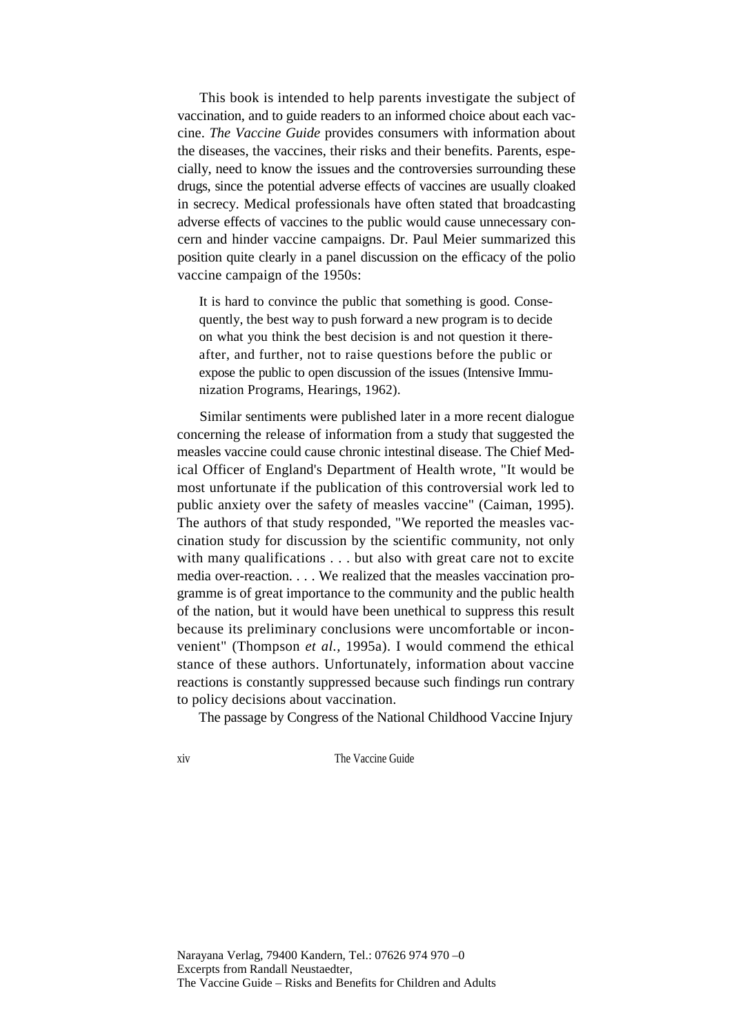This book is intended to help parents investigate the subject of vaccination, and to guide readers to an informed choice about each vaccine. *The Vaccine Guide* provides consumers with information about the diseases, the vaccines, their risks and their benefits. Parents, especially, need to know the issues and the controversies surrounding these drugs, since the potential adverse effects of vaccines are usually cloaked in secrecy. Medical professionals have often stated that broadcasting adverse effects of vaccines to the public would cause unnecessary concern and hinder vaccine campaigns. Dr. Paul Meier summarized this position quite clearly in a panel discussion on the efficacy of the polio vaccine campaign of the 1950s:

> It is hard to convince the public that something is good. Consequently, the best way to push forward a new program is to decide on what you think the best decision is and not question it thereafter, and further, not to raise questions before the public or expose the public to open discussion of the issues (Intensive Immunization Programs, Hearings, 1962).

Similar sentiments were published later in a more recent dialogue concerning the release of information from a study that suggested the measles vaccine could cause chronic intestinal disease. The Chief Medical Officer of England's Department of Health wrote, "It would be most unfortunate if the publication of this controversial work led to public anxiety over the safety of measles vaccine" (Caiman, 1995). The authors of that study responded, "We reported the measles vaccination study for discussion by the scientific community, not only with many qualifications . . . but also with great care not to excite media over-reaction. . . . We realized that the measles vaccination programme is of great importance to the community and the public health of the nation, but it would have been unethical to suppress this result because its preliminary conclusions were uncomfortable or inconvenient" (Thompson *et al.*, 1995a). I would commend the ethical stance of these authors. Unfortunately, information about vaccine reactions is constantly suppressed because such findings run contrary to policy decisions about vaccination.

The passage by Congress of the National Childhood Vaccine Injury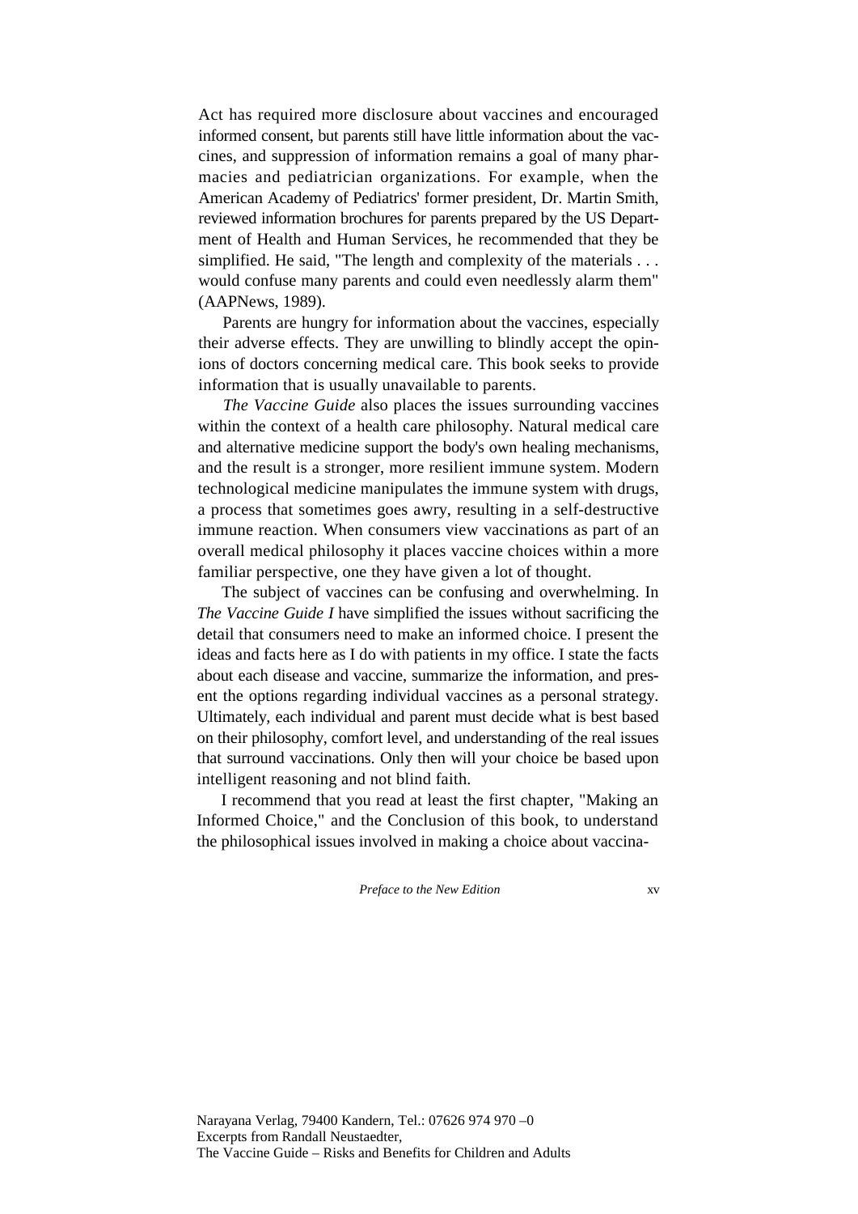Act has required more disclosure about vaccines and encouraged informed consent, but parents still have little information about the vaccines, and suppression of information remains a goal of many pharmacies and pediatrician organizations. For example, when the American Academy of Pediatrics' former president, Dr. Martin Smith, reviewed information brochures for parents prepared by the US Department of Health and Human Services, he recommended that they be simplified. He said, "The length and complexity of the materials . . . would confuse many parents and could even needlessly alarm them" (AAPNews, 1989).

Parents are hungry for information about the vaccines, especially their adverse effects. They are unwilling to blindly accept the opinions of doctors concerning medical care. This book seeks to provide information that is usually unavailable to parents.

*The Vaccine Guide* also places the issues surrounding vaccines within the context of a health care philosophy. Natural medical care and alternative medicine support the body's own healing mechanisms, and the result is a stronger, more resilient immune system. Modern technological medicine manipulates the immune system with drugs, a process that sometimes goes awry, resulting in a self-destructive immune reaction. When consumers view vaccinations as part of an overall medical philosophy it places vaccine choices within a more familiar perspective, one they have given a lot of thought.

The subject of vaccines can be confusing and overwhelming. In *The Vaccine Guide I* have simplified the issues without sacrificing the detail that consumers need to make an informed choice. I present the ideas and facts here as I do with patients in my office. I state the facts about each disease and vaccine, summarize the information, and present the options regarding individual vaccines as a personal strategy. Ultimately, each individual and parent must decide what is best based on their philosophy, comfort level, and understanding of the real issues that surround vaccinations. Only then will your choice be based upon intelligent reasoning and not blind faith.

I recommend that you read at least the first chapter, "Making an Informed Choice," and the Conclusion of this book, to understand the philosophical issues involved in making a choice about vaccina-

Narayana Verlag, 79400 Kandern, Tel.: 07626 974 970 –0
Excerpts from Randall Neustaedter,
The Vaccine Guide – Risks and Benefits for Children and Adults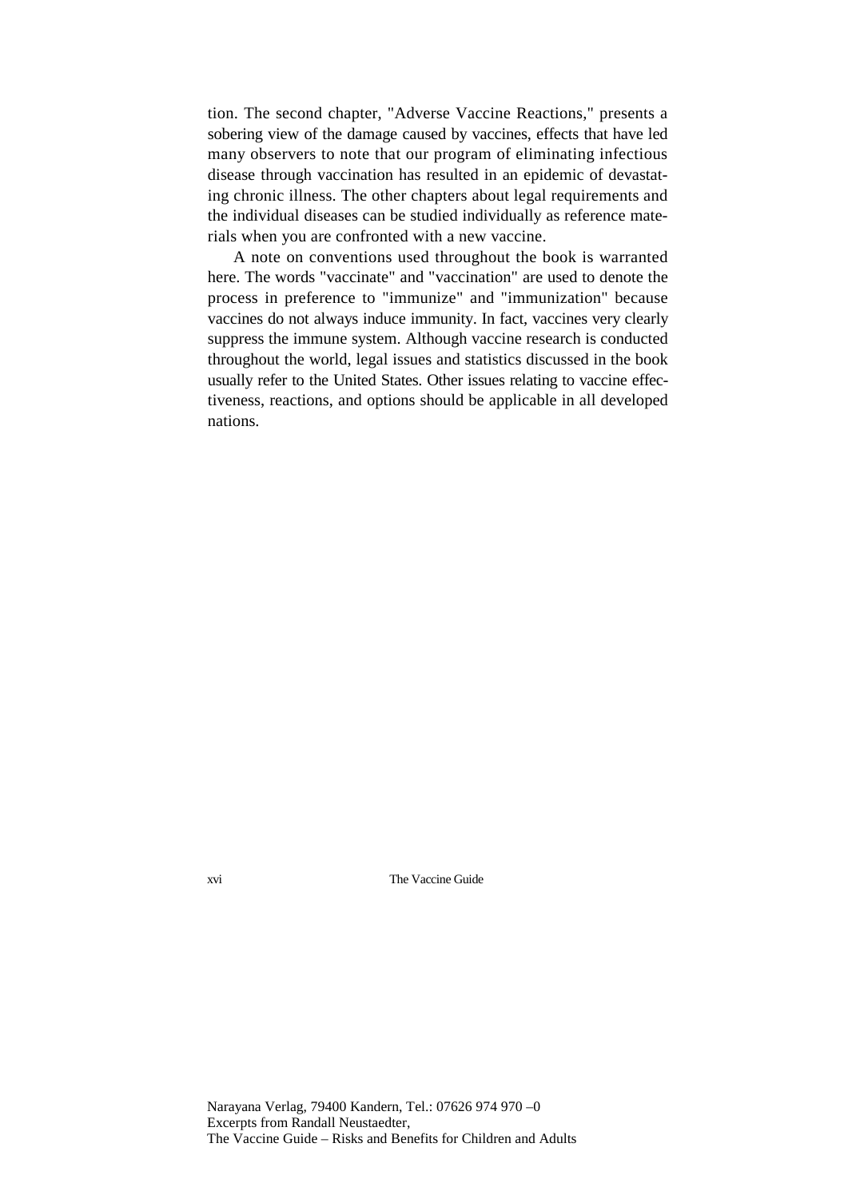tion. The second chapter, "Adverse Vaccine Reactions," presents a sobering view of the damage caused by vaccines, effects that have led many observers to note that our program of eliminating infectious disease through vaccination has resulted in an epidemic of devastating chronic illness. The other chapters about legal requirements and the individual diseases can be studied individually as reference materials when you are confronted with a new vaccine.

A note on conventions used throughout the book is warranted here. The words "vaccinate" and "vaccination" are used to denote the process in preference to "immunize" and "immunization" because vaccines do not always induce immunity. In fact, vaccines very clearly suppress the immune system. Although vaccine research is conducted throughout the world, legal issues and statistics discussed in the book usually refer to the United States. Other issues relating to vaccine effectiveness, reactions, and options should be applicable in all developed nations.

Narayana Verlag, 79400 Kandern, Tel.: 07626 974 970 –0
Excerpts from Randall Neustaedter,
The Vaccine Guide – Risks and Benefits for Children and Adults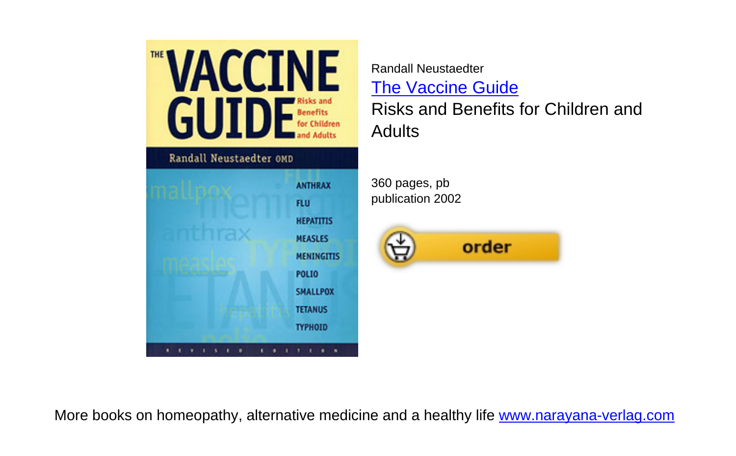Randall Neustaedter

[The Vaccine Guide](www.narayana-verlag.com)

Risks and Benefits for Children and Adults

360 pages, pb
publication 2002

order

More books on homeopathy, alternative medicine and a healthy life [www.narayana-verlag.com](www.narayana-verlag.com)